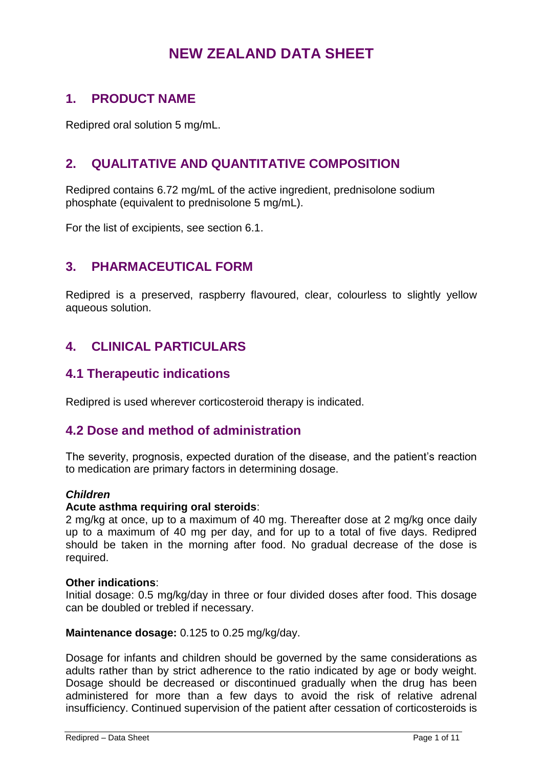# NEW ZEALAND DATA SHEET

## 1. PRODUCT NAME

Redipred oral solution 5 mg/mL.

## 2. QUALITATIVE AND QUANTITATIVE COMPOSITION

Redipred contains 6.72 mg/mL of the active ingredient, prednisolone sodium phosphate (equivalent to prednisolone 5 mg/mL).

For the list of excipients, see section 6.1.

## 3. PHARMACEUTICAL FORM

Redipred is a preserved, raspberry flavoured, clear, colourless to slightly yellow aqueous solution.

## 4. CLINICAL PARTICULARS

### 4.1 Therapeutic indications

Redipred is used wherever corticosteroid therapy is indicated.

### 4.2 Dose and method of administration

The severity, prognosis, expected duration of the disease, and the patient's reaction to medication are primary factors in determining dosage.

***Children***

**Acute asthma requiring oral steroids**:
2 mg/kg at once, up to a maximum of 40 mg. Thereafter dose at 2 mg/kg once daily up to a maximum of 40 mg per day, and for up to a total of five days. Redipred should be taken in the morning after food. No gradual decrease of the dose is required.

**Other indications**:
Initial dosage: 0.5 mg/kg/day in three or four divided doses after food. This dosage can be doubled or trebled if necessary.

**Maintenance dosage:** 0.125 to 0.25 mg/kg/day.

Dosage for infants and children should be governed by the same considerations as adults rather than by strict adherence to the ratio indicated by age or body weight. Dosage should be decreased or discontinued gradually when the drug has been administered for more than a few days to avoid the risk of relative adrenal insufficiency. Continued supervision of the patient after cessation of corticosteroids is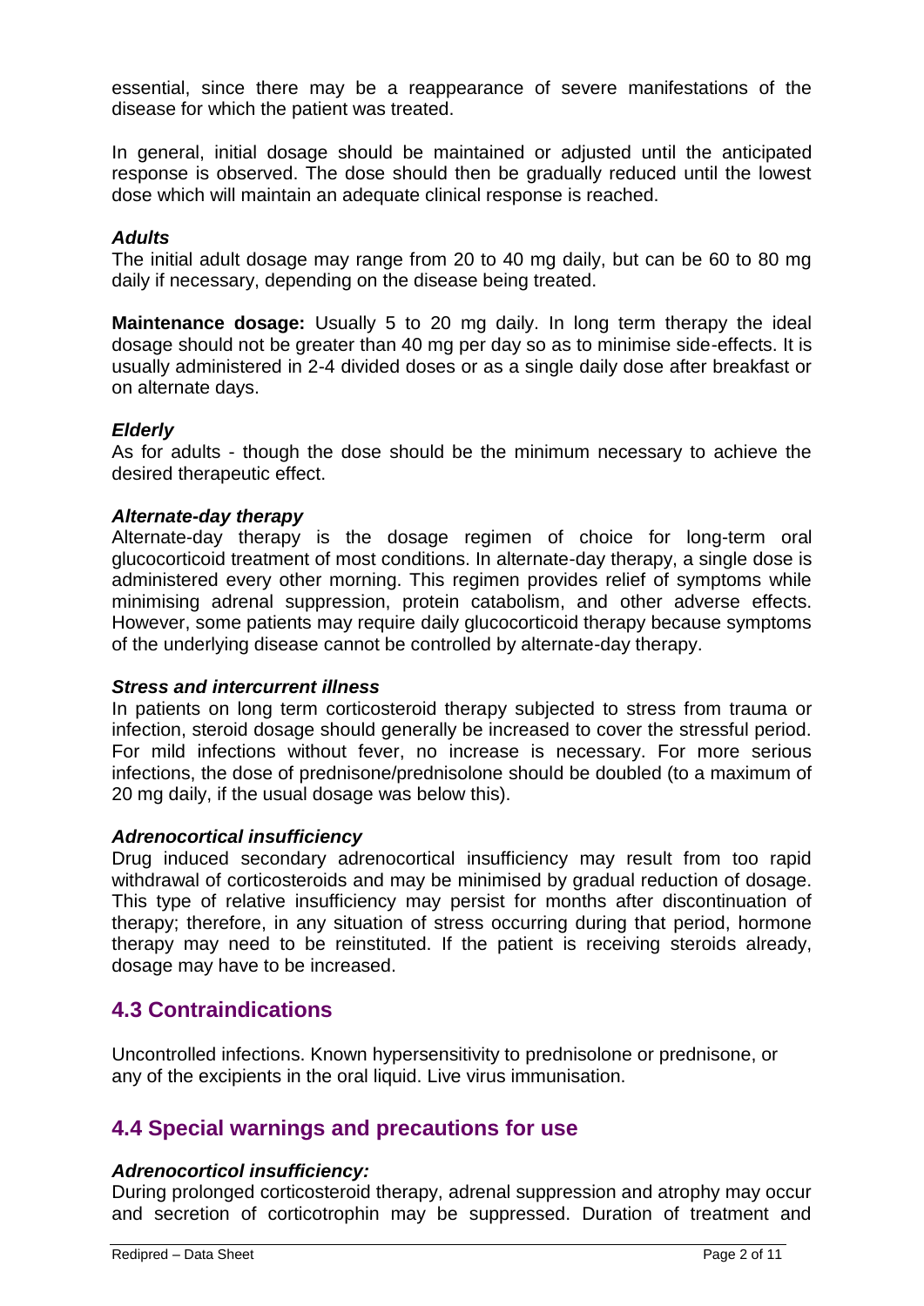essential, since there may be a reappearance of severe manifestations of the disease for which the patient was treated.

In general, initial dosage should be maintained or adjusted until the anticipated response is observed. The dose should then be gradually reduced until the lowest dose which will maintain an adequate clinical response is reached.

### *Adults*

The initial adult dosage may range from 20 to 40 mg daily, but can be 60 to 80 mg daily if necessary, depending on the disease being treated.

**Maintenance dosage:** Usually 5 to 20 mg daily. In long term therapy the ideal dosage should not be greater than 40 mg per day so as to minimise side-effects. It is usually administered in 2-4 divided doses or as a single daily dose after breakfast or on alternate days.

### *Elderly*

As for adults - though the dose should be the minimum necessary to achieve the desired therapeutic effect.

### *Alternate-day therapy*

Alternate-day therapy is the dosage regimen of choice for long-term oral glucocorticoid treatment of most conditions. In alternate-day therapy, a single dose is administered every other morning. This regimen provides relief of symptoms while minimising adrenal suppression, protein catabolism, and other adverse effects. However, some patients may require daily glucocorticoid therapy because symptoms of the underlying disease cannot be controlled by alternate-day therapy.

### *Stress and intercurrent illness*

In patients on long term corticosteroid therapy subjected to stress from trauma or infection, steroid dosage should generally be increased to cover the stressful period. For mild infections without fever, no increase is necessary. For more serious infections, the dose of prednisone/prednisolone should be doubled (to a maximum of 20 mg daily, if the usual dosage was below this).

### *Adrenocortical insufficiency*

Drug induced secondary adrenocortical insufficiency may result from too rapid withdrawal of corticosteroids and may be minimised by gradual reduction of dosage. This type of relative insufficiency may persist for months after discontinuation of therapy; therefore, in any situation of stress occurring during that period, hormone therapy may need to be reinstituted. If the patient is receiving steroids already, dosage may have to be increased.

## 4.3 Contraindications

Uncontrolled infections. Known hypersensitivity to prednisolone or prednisone, or any of the excipients in the oral liquid. Live virus immunisation.

## 4.4 Special warnings and precautions for use

### *Adrenocorticol insufficiency:*

During prolonged corticosteroid therapy, adrenal suppression and atrophy may occur and secretion of corticotrophin may be suppressed. Duration of treatment and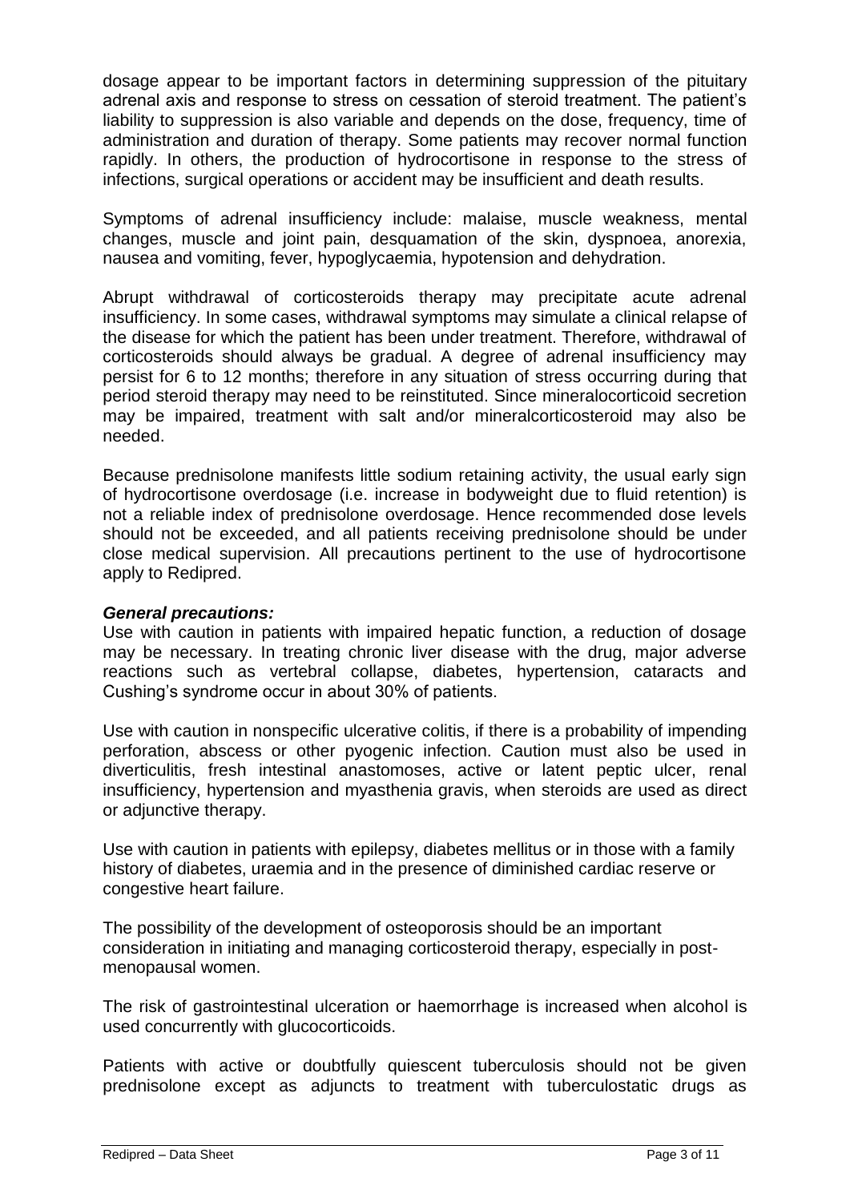dosage appear to be important factors in determining suppression of the pituitary adrenal axis and response to stress on cessation of steroid treatment. The patient's liability to suppression is also variable and depends on the dose, frequency, time of administration and duration of therapy. Some patients may recover normal function rapidly. In others, the production of hydrocortisone in response to the stress of infections, surgical operations or accident may be insufficient and death results.

Symptoms of adrenal insufficiency include: malaise, muscle weakness, mental changes, muscle and joint pain, desquamation of the skin, dyspnoea, anorexia, nausea and vomiting, fever, hypoglycaemia, hypotension and dehydration.

Abrupt withdrawal of corticosteroids therapy may precipitate acute adrenal insufficiency. In some cases, withdrawal symptoms may simulate a clinical relapse of the disease for which the patient has been under treatment. Therefore, withdrawal of corticosteroids should always be gradual. A degree of adrenal insufficiency may persist for 6 to 12 months; therefore in any situation of stress occurring during that period steroid therapy may need to be reinstituted. Since mineralocorticoid secretion may be impaired, treatment with salt and/or mineralcorticosteroid may also be needed.

Because prednisolone manifests little sodium retaining activity, the usual early sign of hydrocortisone overdosage (i.e. increase in bodyweight due to fluid retention) is not a reliable index of prednisolone overdosage. Hence recommended dose levels should not be exceeded, and all patients receiving prednisolone should be under close medical supervision. All precautions pertinent to the use of hydrocortisone apply to Redipred.

***General precautions:***

Use with caution in patients with impaired hepatic function, a reduction of dosage may be necessary. In treating chronic liver disease with the drug, major adverse reactions such as vertebral collapse, diabetes, hypertension, cataracts and Cushing's syndrome occur in about 30% of patients.

Use with caution in nonspecific ulcerative colitis, if there is a probability of impending perforation, abscess or other pyogenic infection. Caution must also be used in diverticulitis, fresh intestinal anastomoses, active or latent peptic ulcer, renal insufficiency, hypertension and myasthenia gravis, when steroids are used as direct or adjunctive therapy.

Use with caution in patients with epilepsy, diabetes mellitus or in those with a family history of diabetes, uraemia and in the presence of diminished cardiac reserve or congestive heart failure.

The possibility of the development of osteoporosis should be an important consideration in initiating and managing corticosteroid therapy, especially in post-menopausal women.

The risk of gastrointestinal ulceration or haemorrhage is increased when alcohol is used concurrently with glucocorticoids.

Patients with active or doubtfully quiescent tuberculosis should not be given prednisolone except as adjuncts to treatment with tuberculostatic drugs as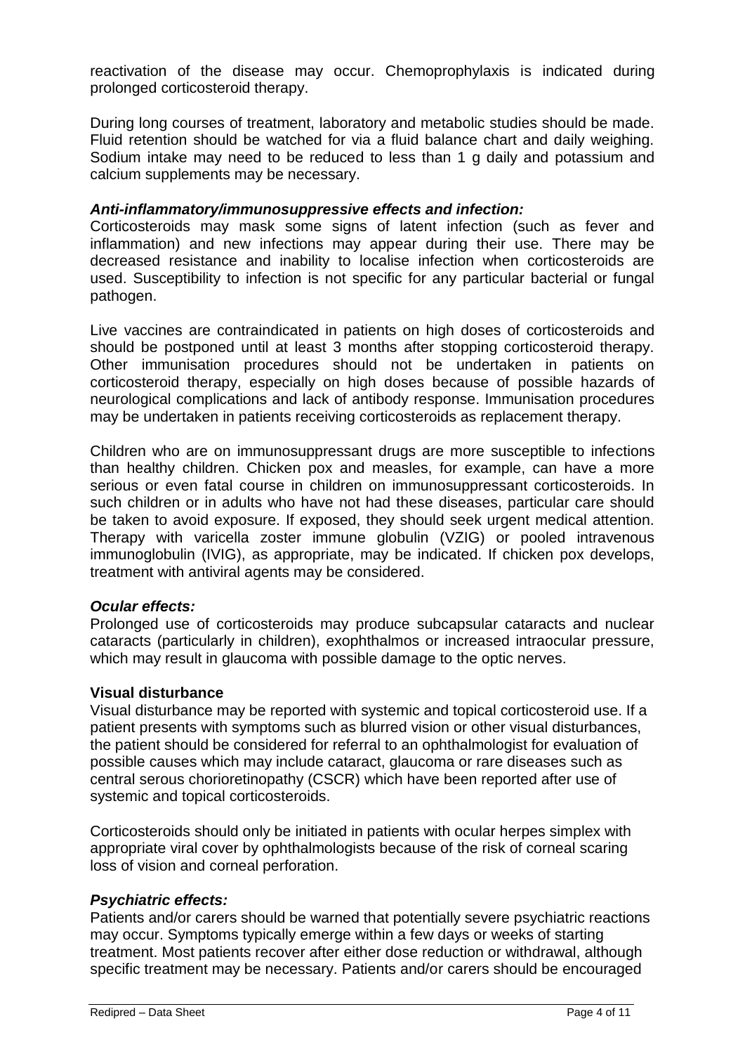reactivation of the disease may occur. Chemoprophylaxis is indicated during prolonged corticosteroid therapy.

During long courses of treatment, laboratory and metabolic studies should be made. Fluid retention should be watched for via a fluid balance chart and daily weighing. Sodium intake may need to be reduced to less than 1 g daily and potassium and calcium supplements may be necessary.

***Anti-inflammatory/immunosuppressive effects and infection:***

Corticosteroids may mask some signs of latent infection (such as fever and inflammation) and new infections may appear during their use. There may be decreased resistance and inability to localise infection when corticosteroids are used. Susceptibility to infection is not specific for any particular bacterial or fungal pathogen.

Live vaccines are contraindicated in patients on high doses of corticosteroids and should be postponed until at least 3 months after stopping corticosteroid therapy. Other immunisation procedures should not be undertaken in patients on corticosteroid therapy, especially on high doses because of possible hazards of neurological complications and lack of antibody response. Immunisation procedures may be undertaken in patients receiving corticosteroids as replacement therapy.

Children who are on immunosuppressant drugs are more susceptible to infections than healthy children. Chicken pox and measles, for example, can have a more serious or even fatal course in children on immunosuppressant corticosteroids. In such children or in adults who have not had these diseases, particular care should be taken to avoid exposure. If exposed, they should seek urgent medical attention. Therapy with varicella zoster immune globulin (VZIG) or pooled intravenous immunoglobulin (IVIG), as appropriate, may be indicated. If chicken pox develops, treatment with antiviral agents may be considered.

***Ocular effects:***

Prolonged use of corticosteroids may produce subcapsular cataracts and nuclear cataracts (particularly in children), exophthalmos or increased intraocular pressure, which may result in glaucoma with possible damage to the optic nerves.

**Visual disturbance**

Visual disturbance may be reported with systemic and topical corticosteroid use. If a patient presents with symptoms such as blurred vision or other visual disturbances, the patient should be considered for referral to an ophthalmologist for evaluation of possible causes which may include cataract, glaucoma or rare diseases such as central serous chorioretinopathy (CSCR) which have been reported after use of systemic and topical corticosteroids.

Corticosteroids should only be initiated in patients with ocular herpes simplex with appropriate viral cover by ophthalmologists because of the risk of corneal scaring loss of vision and corneal perforation.

***Psychiatric effects:***

Patients and/or carers should be warned that potentially severe psychiatric reactions may occur. Symptoms typically emerge within a few days or weeks of starting treatment. Most patients recover after either dose reduction or withdrawal, although specific treatment may be necessary. Patients and/or carers should be encouraged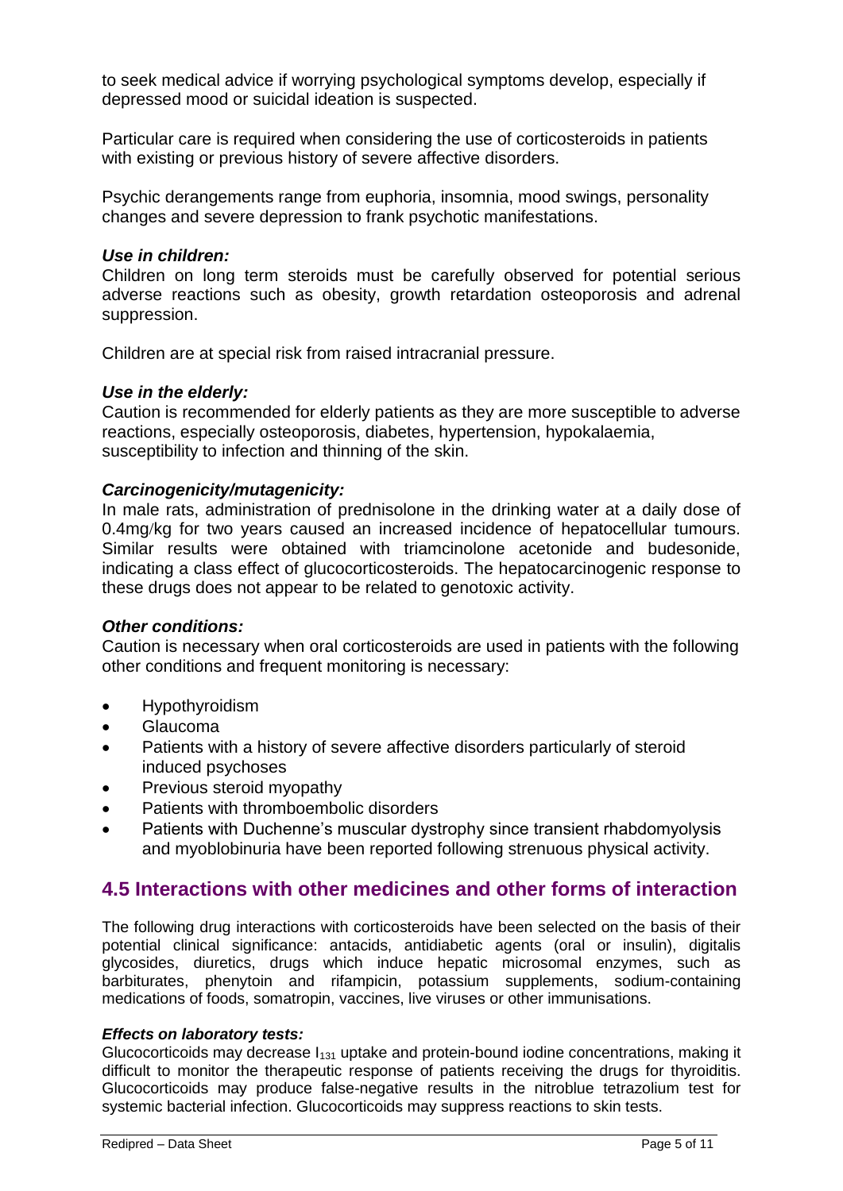to seek medical advice if worrying psychological symptoms develop, especially if depressed mood or suicidal ideation is suspected.

Particular care is required when considering the use of corticosteroids in patients with existing or previous history of severe affective disorders.

Psychic derangements range from euphoria, insomnia, mood swings, personality changes and severe depression to frank psychotic manifestations.

***Use in children:***

Children on long term steroids must be carefully observed for potential serious adverse reactions such as obesity, growth retardation osteoporosis and adrenal suppression.

Children are at special risk from raised intracranial pressure.

***Use in the elderly:***

Caution is recommended for elderly patients as they are more susceptible to adverse reactions, especially osteoporosis, diabetes, hypertension, hypokalaemia, susceptibility to infection and thinning of the skin.

***Carcinogenicity/mutagenicity:***

In male rats, administration of prednisolone in the drinking water at a daily dose of 0.4mg/kg for two years caused an increased incidence of hepatocellular tumours. Similar results were obtained with triamcinolone acetonide and budesonide, indicating a class effect of glucocorticosteroids. The hepatocarcinogenic response to these drugs does not appear to be related to genotoxic activity.

***Other conditions:***

Caution is necessary when oral corticosteroids are used in patients with the following other conditions and frequent monitoring is necessary:

- Hypothyroidism
- Glaucoma
- Patients with a history of severe affective disorders particularly of steroid induced psychoses
- Previous steroid myopathy
- Patients with thromboembolic disorders
- Patients with Duchenne's muscular dystrophy since transient rhabdomyolysis and myoblobinuria have been reported following strenuous physical activity.

## 4.5 Interactions with other medicines and other forms of interaction

The following drug interactions with corticosteroids have been selected on the basis of their potential clinical significance: antacids, antidiabetic agents (oral or insulin), digitalis glycosides, diuretics, drugs which induce hepatic microsomal enzymes, such as barbiturates, phenytoin and rifampicin, potassium supplements, sodium-containing medications of foods, somatropin, vaccines, live viruses or other immunisations.

***Effects on laboratory tests:***

Glucocorticoids may decrease $I_{131}$ uptake and protein-bound iodine concentrations, making it difficult to monitor the therapeutic response of patients receiving the drugs for thyroiditis. Glucocorticoids may produce false-negative results in the nitroblue tetrazolium test for systemic bacterial infection. Glucocorticoids may suppress reactions to skin tests.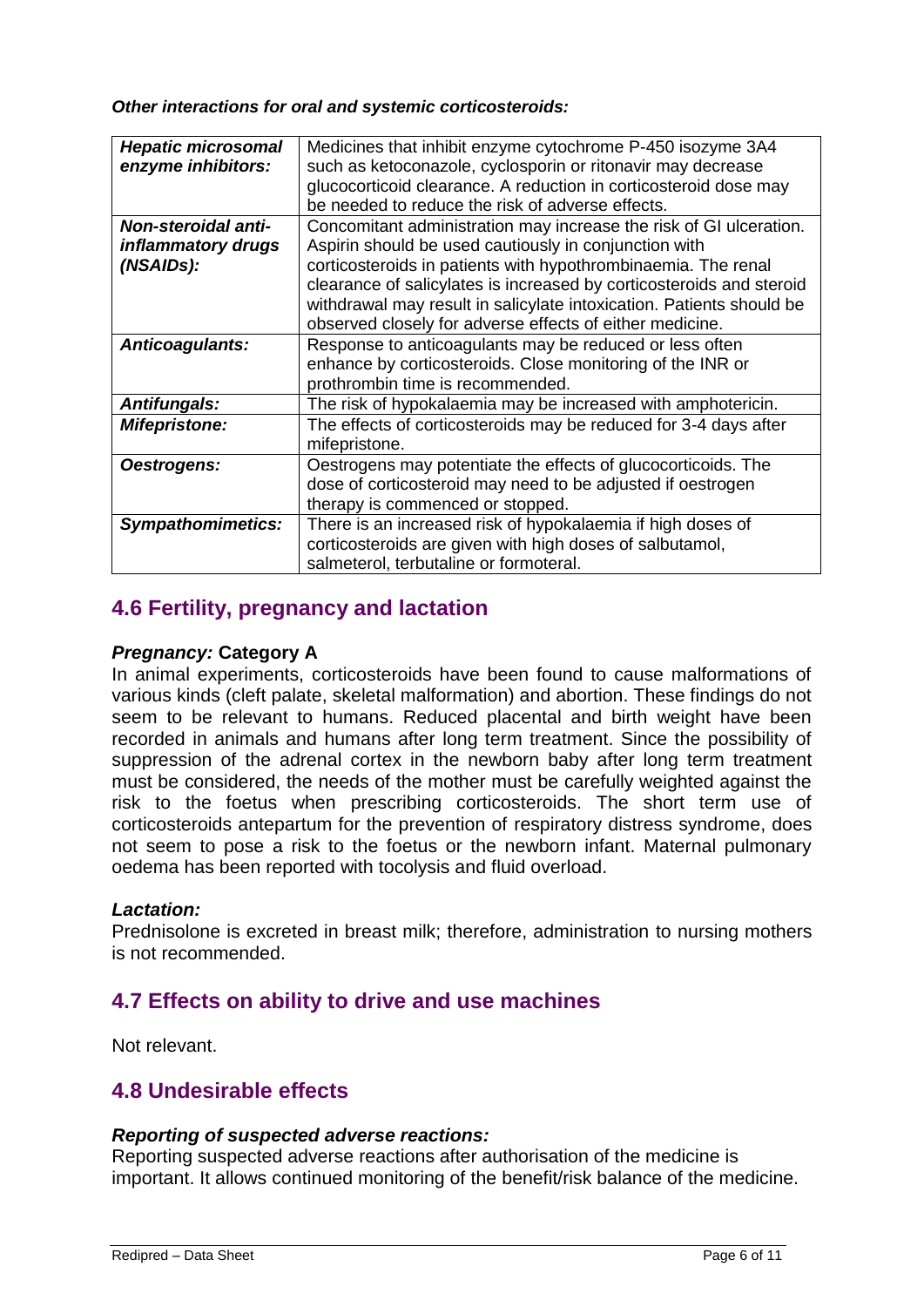***Other interactions for oral and systemic corticosteroids:***

| | |
|---|---|
| ***Hepatic microsomal enzyme inhibitors:*** | Medicines that inhibit enzyme cytochrome P-450 isozyme 3A4 such as ketoconazole, cyclosporin or ritonavir may decrease glucocorticoid clearance. A reduction in corticosteroid dose may be needed to reduce the risk of adverse effects. |
| ***Non-steroidal anti-inflammatory drugs (NSAIDs):*** | Concomitant administration may increase the risk of GI ulceration. Aspirin should be used cautiously in conjunction with corticosteroids in patients with hypothrombinaemia. The renal clearance of salicylates is increased by corticosteroids and steroid withdrawal may result in salicylate intoxication. Patients should be observed closely for adverse effects of either medicine. |
| ***Anticoagulants:*** | Response to anticoagulants may be reduced or less often enhance by corticosteroids. Close monitoring of the INR or prothrombin time is recommended. |
| ***Antifungals:*** | The risk of hypokalaemia may be increased with amphotericin. |
| ***Mifepristone:*** | The effects of corticosteroids may be reduced for 3-4 days after mifepristone. |
| ***Oestrogens:*** | Oestrogens may potentiate the effects of glucocorticoids. The dose of corticosteroid may need to be adjusted if oestrogen therapy is commenced or stopped. |
| ***Sympathomimetics:*** | There is an increased risk of hypokalaemia if high doses of corticosteroids are given with high doses of salbutamol, salmeterol, terbutaline or formoteral. |

## 4.6 Fertility, pregnancy and lactation

***Pregnancy:*** **Category A**

In animal experiments, corticosteroids have been found to cause malformations of various kinds (cleft palate, skeletal malformation) and abortion. These findings do not seem to be relevant to humans. Reduced placental and birth weight have been recorded in animals and humans after long term treatment. Since the possibility of suppression of the adrenal cortex in the newborn baby after long term treatment must be considered, the needs of the mother must be carefully weighted against the risk to the foetus when prescribing corticosteroids. The short term use of corticosteroids antepartum for the prevention of respiratory distress syndrome, does not seem to pose a risk to the foetus or the newborn infant. Maternal pulmonary oedema has been reported with tocolysis and fluid overload.

***Lactation:***

Prednisolone is excreted in breast milk; therefore, administration to nursing mothers is not recommended.

## 4.7 Effects on ability to drive and use machines

Not relevant.

## 4.8 Undesirable effects

***Reporting of suspected adverse reactions:***

Reporting suspected adverse reactions after authorisation of the medicine is important. It allows continued monitoring of the benefit/risk balance of the medicine.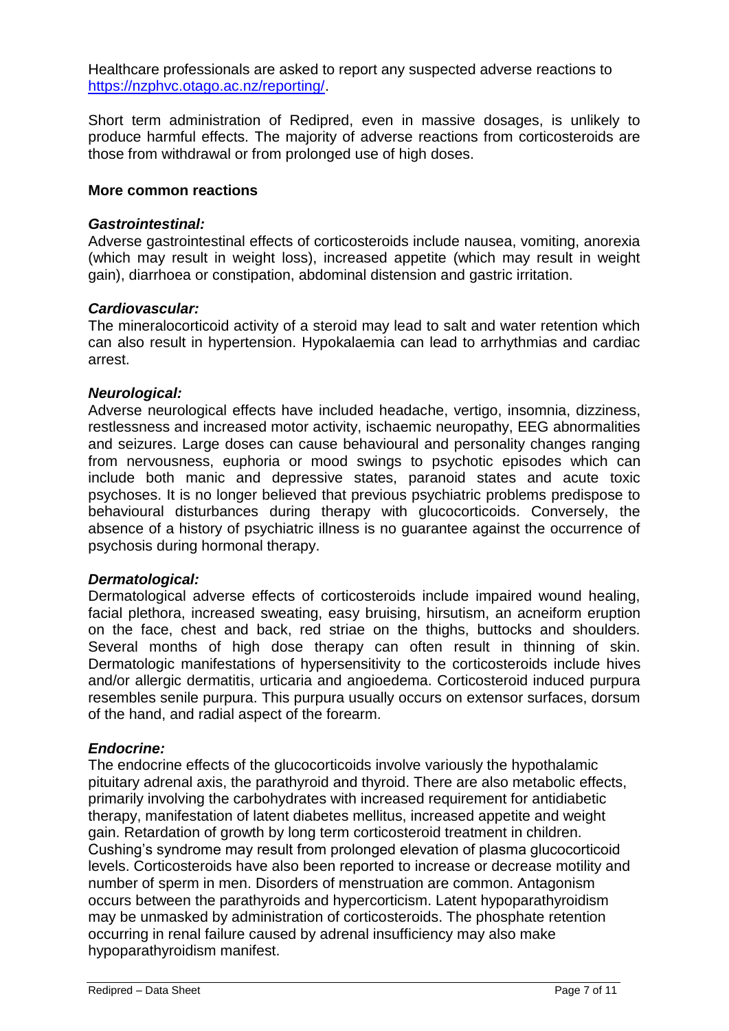Healthcare professionals are asked to report any suspected adverse reactions to [https://nzphvc.otago.ac.nz/reporting/](https://nzphvc.otago.ac.nz/reporting/).

Short term administration of Redipred, even in massive dosages, is unlikely to produce harmful effects. The majority of adverse reactions from corticosteroids are those from withdrawal or from prolonged use of high doses.

**More common reactions**

***Gastrointestinal:***

Adverse gastrointestinal effects of corticosteroids include nausea, vomiting, anorexia (which may result in weight loss), increased appetite (which may result in weight gain), diarrhoea or constipation, abdominal distension and gastric irritation.

***Cardiovascular:***

The mineralocorticoid activity of a steroid may lead to salt and water retention which can also result in hypertension. Hypokalaemia can lead to arrhythmias and cardiac arrest.

***Neurological:***

Adverse neurological effects have included headache, vertigo, insomnia, dizziness, restlessness and increased motor activity, ischaemic neuropathy, EEG abnormalities and seizures. Large doses can cause behavioural and personality changes ranging from nervousness, euphoria or mood swings to psychotic episodes which can include both manic and depressive states, paranoid states and acute toxic psychoses. It is no longer believed that previous psychiatric problems predispose to behavioural disturbances during therapy with glucocorticoids. Conversely, the absence of a history of psychiatric illness is no guarantee against the occurrence of psychosis during hormonal therapy.

***Dermatological:***

Dermatological adverse effects of corticosteroids include impaired wound healing, facial plethora, increased sweating, easy bruising, hirsutism, an acneiform eruption on the face, chest and back, red striae on the thighs, buttocks and shoulders. Several months of high dose therapy can often result in thinning of skin. Dermatologic manifestations of hypersensitivity to the corticosteroids include hives and/or allergic dermatitis, urticaria and angioedema. Corticosteroid induced purpura resembles senile purpura. This purpura usually occurs on extensor surfaces, dorsum of the hand, and radial aspect of the forearm.

***Endocrine:***

The endocrine effects of the glucocorticoids involve variously the hypothalamic pituitary adrenal axis, the parathyroid and thyroid. There are also metabolic effects, primarily involving the carbohydrates with increased requirement for antidiabetic therapy, manifestation of latent diabetes mellitus, increased appetite and weight gain. Retardation of growth by long term corticosteroid treatment in children. Cushing's syndrome may result from prolonged elevation of plasma glucocorticoid levels. Corticosteroids have also been reported to increase or decrease motility and number of sperm in men. Disorders of menstruation are common. Antagonism occurs between the parathyroids and hypercorticism. Latent hypoparathyroidism may be unmasked by administration of corticosteroids. The phosphate retention occurring in renal failure caused by adrenal insufficiency may also make hypoparathyroidism manifest.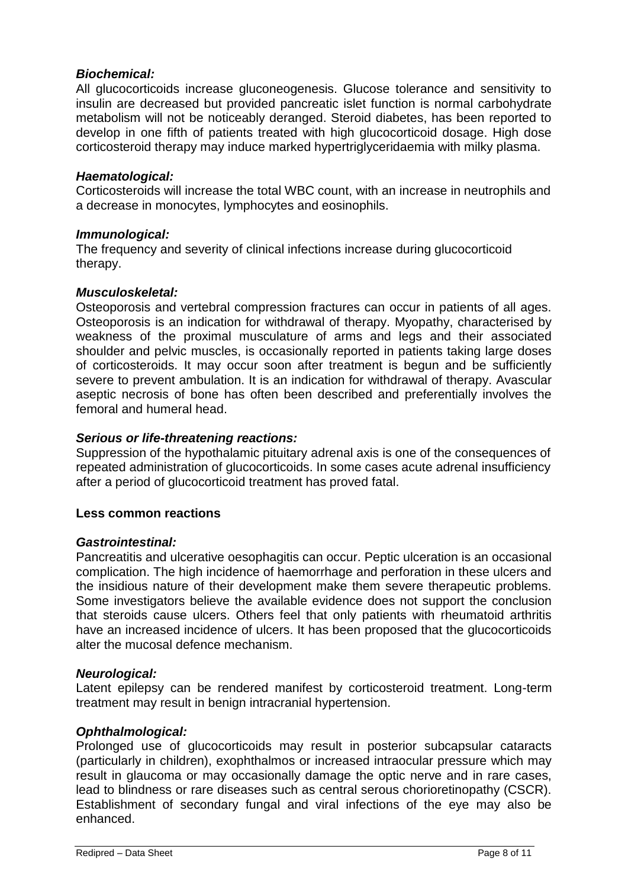***Biochemical:***

All glucocorticoids increase gluconeogenesis. Glucose tolerance and sensitivity to insulin are decreased but provided pancreatic islet function is normal carbohydrate metabolism will not be noticeably deranged. Steroid diabetes, has been reported to develop in one fifth of patients treated with high glucocorticoid dosage. High dose corticosteroid therapy may induce marked hypertriglyceridaemia with milky plasma.

***Haematological:***

Corticosteroids will increase the total WBC count, with an increase in neutrophils and a decrease in monocytes, lymphocytes and eosinophils.

***Immunological:***

The frequency and severity of clinical infections increase during glucocorticoid therapy.

***Musculoskeletal:***

Osteoporosis and vertebral compression fractures can occur in patients of all ages. Osteoporosis is an indication for withdrawal of therapy. Myopathy, characterised by weakness of the proximal musculature of arms and legs and their associated shoulder and pelvic muscles, is occasionally reported in patients taking large doses of corticosteroids. It may occur soon after treatment is begun and be sufficiently severe to prevent ambulation. It is an indication for withdrawal of therapy. Avascular aseptic necrosis of bone has often been described and preferentially involves the femoral and humeral head.

***Serious or life-threatening reactions:***

Suppression of the hypothalamic pituitary adrenal axis is one of the consequences of repeated administration of glucocorticoids. In some cases acute adrenal insufficiency after a period of glucocorticoid treatment has proved fatal.

**Less common reactions**

***Gastrointestinal:***

Pancreatitis and ulcerative oesophagitis can occur. Peptic ulceration is an occasional complication. The high incidence of haemorrhage and perforation in these ulcers and the insidious nature of their development make them severe therapeutic problems. Some investigators believe the available evidence does not support the conclusion that steroids cause ulcers. Others feel that only patients with rheumatoid arthritis have an increased incidence of ulcers. It has been proposed that the glucocorticoids alter the mucosal defence mechanism.

***Neurological:***

Latent epilepsy can be rendered manifest by corticosteroid treatment. Long-term treatment may result in benign intracranial hypertension.

***Ophthalmological:***

Prolonged use of glucocorticoids may result in posterior subcapsular cataracts (particularly in children), exophthalmos or increased intraocular pressure which may result in glaucoma or may occasionally damage the optic nerve and in rare cases, lead to blindness or rare diseases such as central serous chorioretinopathy (CSCR). Establishment of secondary fungal and viral infections of the eye may also be enhanced.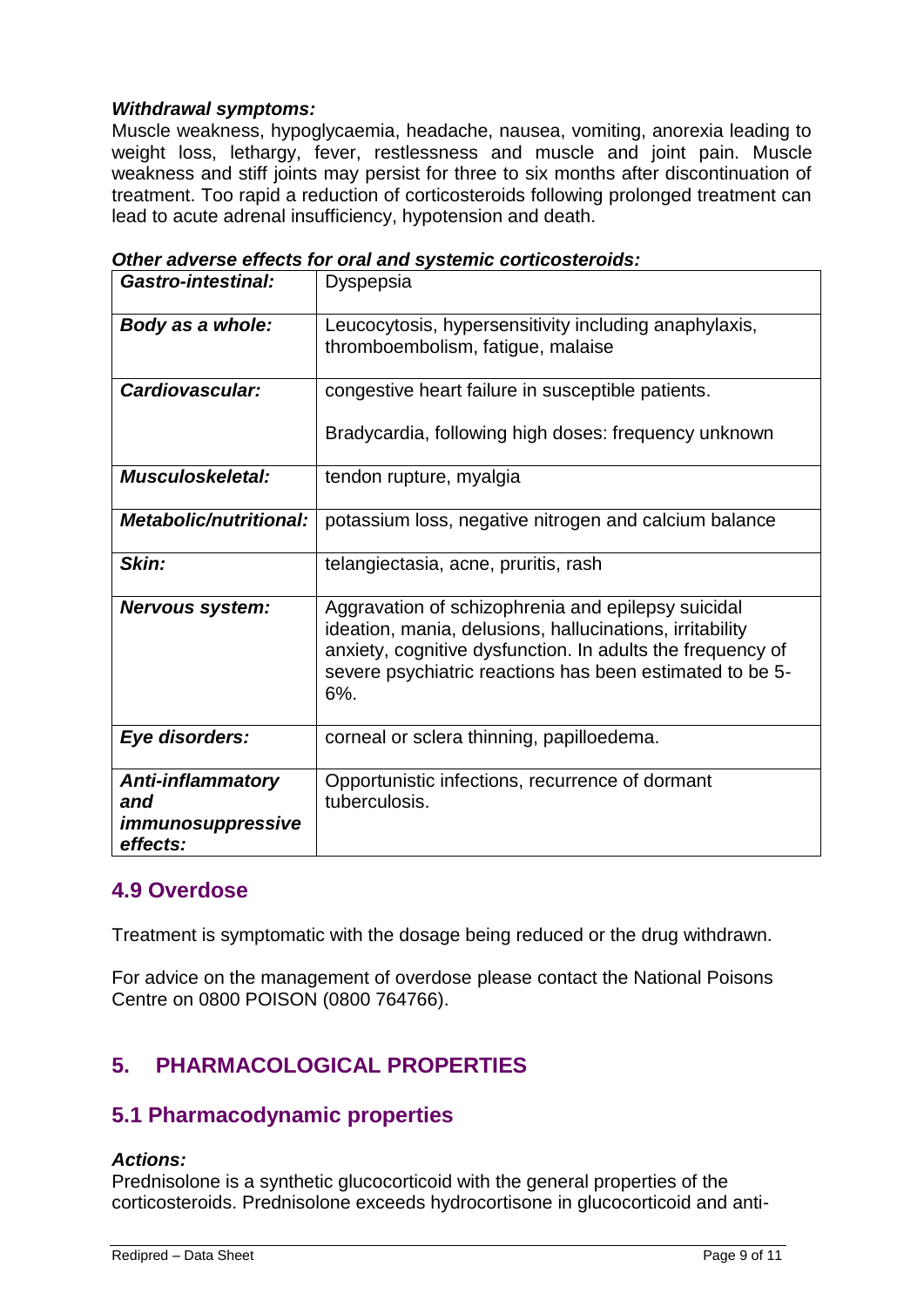***Withdrawal symptoms:***

Muscle weakness, hypoglycaemia, headache, nausea, vomiting, anorexia leading to weight loss, lethargy, fever, restlessness and muscle and joint pain. Muscle weakness and stiff joints may persist for three to six months after discontinuation of treatment. Too rapid a reduction of corticosteroids following prolonged treatment can lead to acute adrenal insufficiency, hypotension and death.

***Other adverse effects for oral and systemic corticosteroids:***

| | |
|---|---|
| ***Gastro-intestinal:*** | Dyspepsia |
| ***Body as a whole:*** | Leucocytosis, hypersensitivity including anaphylaxis, thromboembolism, fatigue, malaise |
| ***Cardiovascular:*** | congestive heart failure in susceptible patients.<br><br>Bradycardia, following high doses: frequency unknown |
| ***Musculoskeletal:*** | tendon rupture, myalgia |
| ***Metabolic/nutritional:*** | potassium loss, negative nitrogen and calcium balance |
| ***Skin:*** | telangiectasia, acne, pruritis, rash |
| ***Nervous system:*** | Aggravation of schizophrenia and epilepsy suicidal ideation, mania, delusions, hallucinations, irritability anxiety, cognitive dysfunction. In adults the frequency of severe psychiatric reactions has been estimated to be 5-6%. |
| ***Eye disorders:*** | corneal or sclera thinning, papilloedema. |
| ***Anti-inflammatory and immunosuppressive effects:*** | Opportunistic infections, recurrence of dormant tuberculosis. |

## 4.9 Overdose

Treatment is symptomatic with the dosage being reduced or the drug withdrawn.

For advice on the management of overdose please contact the National Poisons Centre on 0800 POISON (0800 764766).

# 5. PHARMACOLOGICAL PROPERTIES

## 5.1 Pharmacodynamic properties

***Actions:***

Prednisolone is a synthetic glucocorticoid with the general properties of the corticosteroids. Prednisolone exceeds hydrocortisone in glucocorticoid and anti-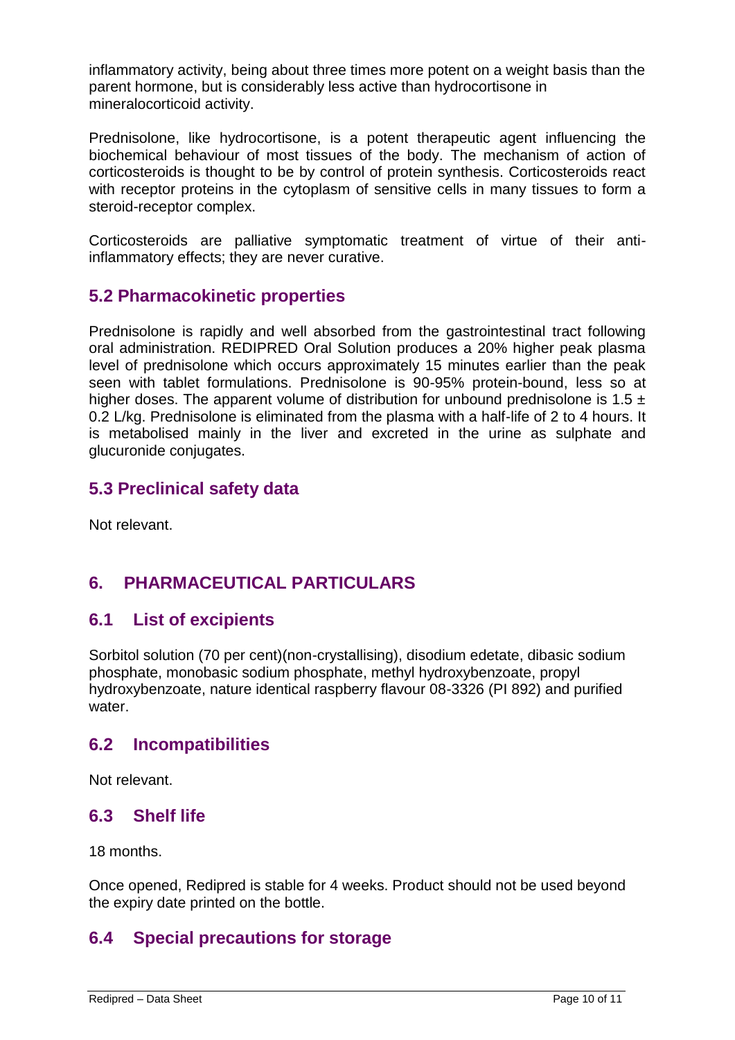inflammatory activity, being about three times more potent on a weight basis than the parent hormone, but is considerably less active than hydrocortisone in mineralocorticoid activity.

Prednisolone, like hydrocortisone, is a potent therapeutic agent influencing the biochemical behaviour of most tissues of the body. The mechanism of action of corticosteroids is thought to be by control of protein synthesis. Corticosteroids react with receptor proteins in the cytoplasm of sensitive cells in many tissues to form a steroid-receptor complex.

Corticosteroids are palliative symptomatic treatment of virtue of their anti-inflammatory effects; they are never curative.

## 5.2 Pharmacokinetic properties

Prednisolone is rapidly and well absorbed from the gastrointestinal tract following oral administration. REDIPRED Oral Solution produces a 20% higher peak plasma level of prednisolone which occurs approximately 15 minutes earlier than the peak seen with tablet formulations. Prednisolone is 90-95% protein-bound, less so at higher doses. The apparent volume of distribution for unbound prednisolone is $1.5 \pm 0.2$ L/kg. Prednisolone is eliminated from the plasma with a half-life of 2 to 4 hours. It is metabolised mainly in the liver and excreted in the urine as sulphate and glucuronide conjugates.

## 5.3 Preclinical safety data

Not relevant.

# 6. PHARMACEUTICAL PARTICULARS

## 6.1 List of excipients

Sorbitol solution (70 per cent)(non-crystallising), disodium edetate, dibasic sodium phosphate, monobasic sodium phosphate, methyl hydroxybenzoate, propyl hydroxybenzoate, nature identical raspberry flavour 08-3326 (PI 892) and purified water.

## 6.2 Incompatibilities

Not relevant.

## 6.3 Shelf life

18 months.

Once opened, Redipred is stable for 4 weeks. Product should not be used beyond the expiry date printed on the bottle.

## 6.4 Special precautions for storage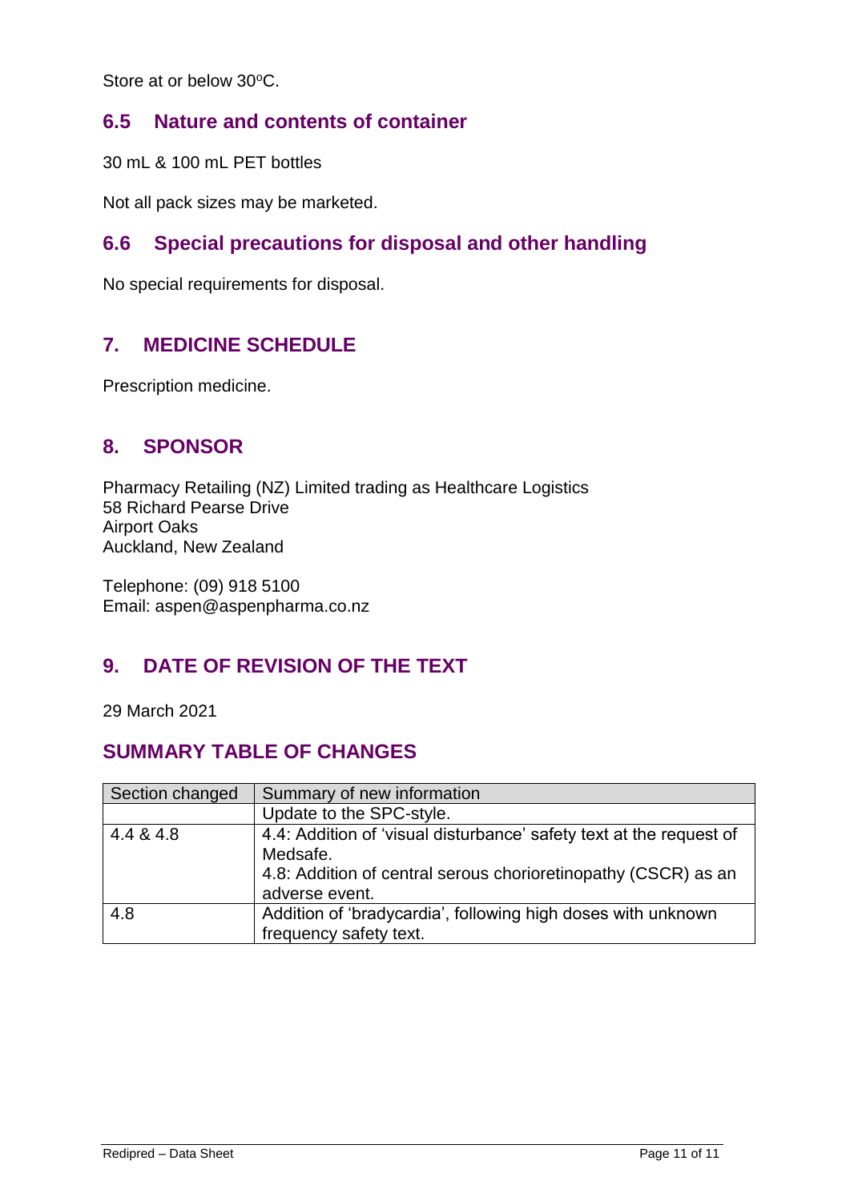Store at or below 30ºC.

## 6.5 Nature and contents of container

30 mL & 100 mL PET bottles

Not all pack sizes may be marketed.

## 6.6 Special precautions for disposal and other handling

No special requirements for disposal.

# 7. MEDICINE SCHEDULE

Prescription medicine.

# 8. SPONSOR

Pharmacy Retailing (NZ) Limited trading as Healthcare Logistics
58 Richard Pearse Drive
Airport Oaks
Auckland, New Zealand

Telephone: (09) 918 5100
Email: aspen@aspenpharma.co.nz

# 9. DATE OF REVISION OF THE TEXT

29 March 2021

# SUMMARY TABLE OF CHANGES

| Section changed | Summary of new information |
|---|---|
| | Update to the SPC-style. |
| 4.4 & 4.8 | 4.4: Addition of 'visual disturbance' safety text at the request of Medsafe.<br>4.8: Addition of central serous chorioretinopathy (CSCR) as an adverse event. |
| 4.8 | Addition of 'bradycardia', following high doses with unknown frequency safety text. |